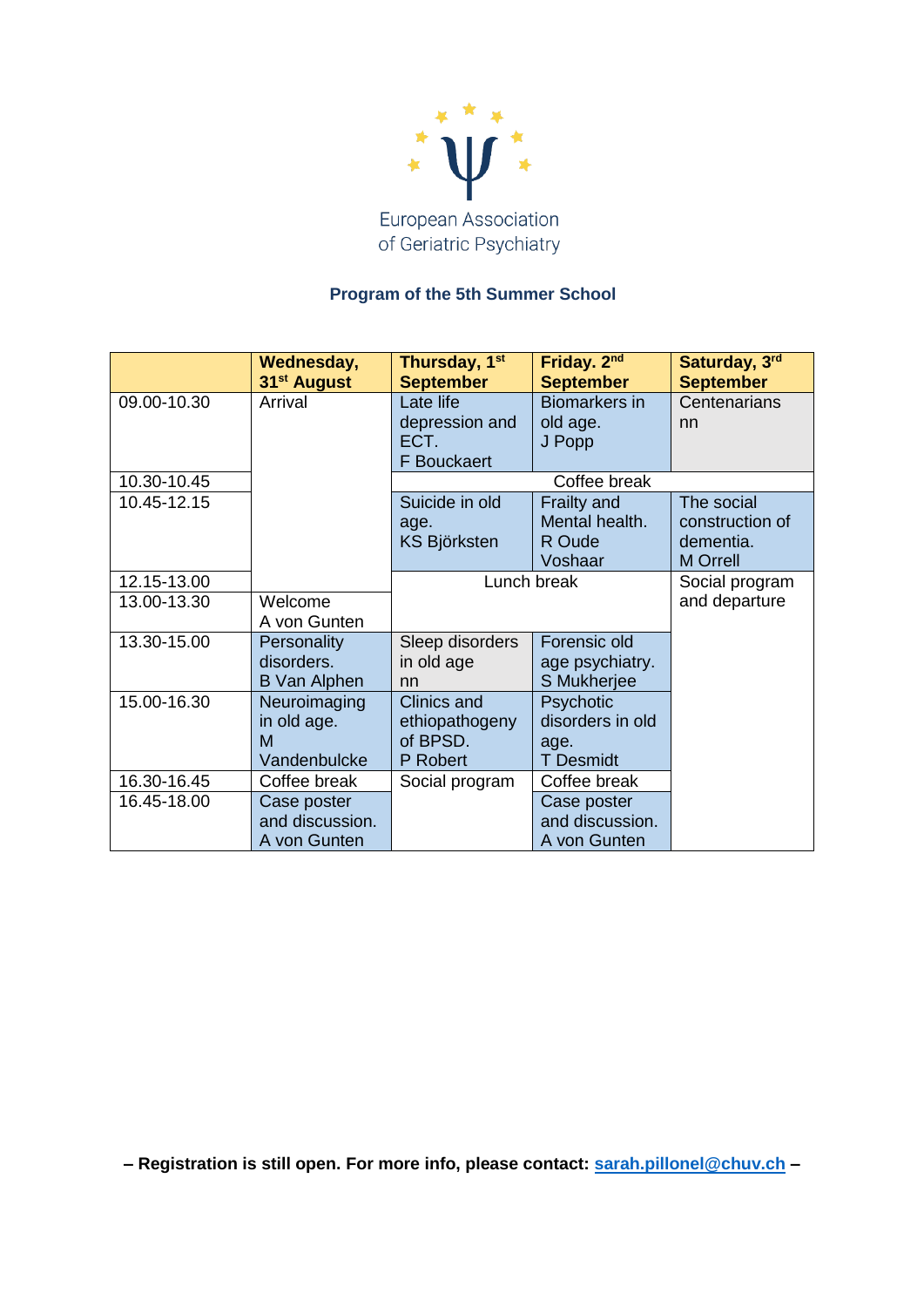European Association of Geriatric Psychiatry

**Program of the 5th Summer School**

| | **Wednesday, 31st August** | **Thursday, 1st September** | **Friday. 2nd September** | **Saturday, 3rd September** |
|---|---|---|---|---|
| 09.00-10.30 | Arrival | Late life depression and ECT. F Bouckaert | Biomarkers in old age. J Popp | Centenarians nn |
| 10.30-10.45 | | Coffee break | | |
| 10.45-12.15 | | Suicide in old age. KS Björksten | Frailty and Mental health. R Oude Voshaar | The social construction of dementia. M Orrell |
| 12.15-13.00 | | Lunch break | | Social program and departure |
| 13.00-13.30 | Welcome A von Gunten | | | |
| 13.30-15.00 | Personality disorders. B Van Alphen | Sleep disorders in old age nn | Forensic old age psychiatry. S Mukherjee | |
| 15.00-16.30 | Neuroimaging in old age. M Vandenbulcke | Clinics and ethiopathogeny of BPSD. P Robert | Psychotic disorders in old age. T Desmidt | |
| 16.30-16.45 | Coffee break | Social program | Coffee break | |
| 16.45-18.00 | Case poster and discussion. A von Gunten | | Case poster and discussion. A von Gunten | |

**– Registration is still open. For more info, please contact: sarah.pillonel@chuv.ch –**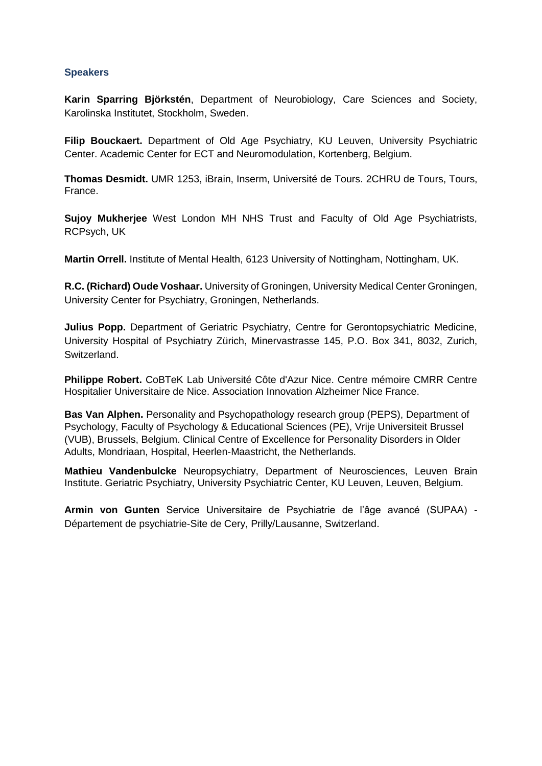### Speakers

**Karin Sparring Björkstén**, Department of Neurobiology, Care Sciences and Society, Karolinska Institutet, Stockholm, Sweden.

**Filip Bouckaert.** Department of Old Age Psychiatry, KU Leuven, University Psychiatric Center. Academic Center for ECT and Neuromodulation, Kortenberg, Belgium.

**Thomas Desmidt.** UMR 1253, iBrain, Inserm, Université de Tours. 2CHRU de Tours, Tours, France.

**Sujoy Mukherjee** West London MH NHS Trust and Faculty of Old Age Psychiatrists, RCPsych, UK

**Martin Orrell.** Institute of Mental Health, 6123 University of Nottingham, Nottingham, UK.

**R.C. (Richard) Oude Voshaar.** University of Groningen, University Medical Center Groningen, University Center for Psychiatry, Groningen, Netherlands.

**Julius Popp.** Department of Geriatric Psychiatry, Centre for Gerontopsychiatric Medicine, University Hospital of Psychiatry Zürich, Minervastrasse 145, P.O. Box 341, 8032, Zurich, Switzerland.

**Philippe Robert.** CoBTeK Lab Université Côte d'Azur Nice. Centre mémoire CMRR Centre Hospitalier Universitaire de Nice. Association Innovation Alzheimer Nice France.

**Bas Van Alphen.** Personality and Psychopathology research group (PEPS), Department of Psychology, Faculty of Psychology & Educational Sciences (PE), Vrije Universiteit Brussel (VUB), Brussels, Belgium. Clinical Centre of Excellence for Personality Disorders in Older Adults, Mondriaan, Hospital, Heerlen-Maastricht, the Netherlands.

**Mathieu Vandenbulcke** Neuropsychiatry, Department of Neurosciences, Leuven Brain Institute. Geriatric Psychiatry, University Psychiatric Center, KU Leuven, Leuven, Belgium.

**Armin von Gunten** Service Universitaire de Psychiatrie de l'âge avancé (SUPAA) - Département de psychiatrie-Site de Cery, Prilly/Lausanne, Switzerland.